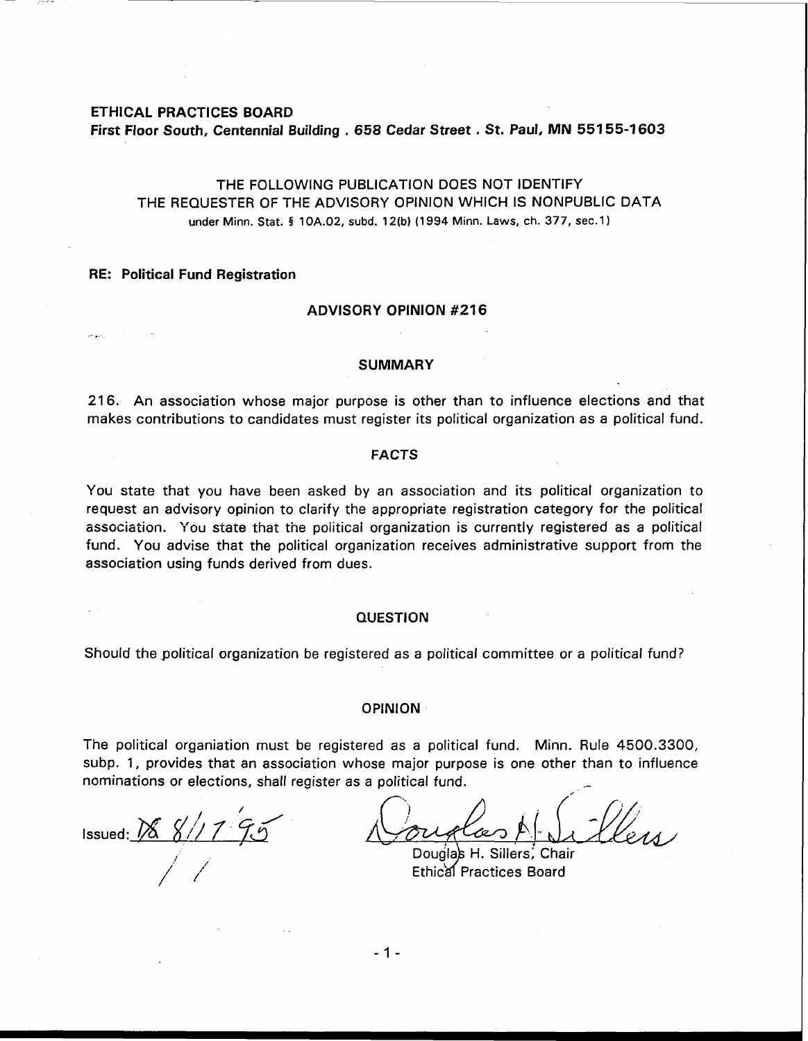**ETHICAL PRACTICES BOARD**
**First Floor South, Centennial Building . 658 Cedar Street . St. Paul, MN 55155-1603**

THE FOLLOWING PUBLICATION DOES NOT IDENTIFY
THE REQUESTER OF THE ADVISORY OPINION WHICH IS NONPUBLIC DATA
under Minn. Stat. § 10A.02, subd. 12(b) (1994 Minn. Laws, ch. 377, sec.1)

**RE: Political Fund Registration**

## ADVISORY OPINION #216

### SUMMARY

216. An association whose major purpose is other than to influence elections and that makes contributions to candidates must register its political organization as a political fund.

### FACTS

You state that you have been asked by an association and its political organization to request an advisory opinion to clarify the appropriate registration category for the political association. You state that the political organization is currently registered as a political fund. You advise that the political organization receives administrative support from the association using funds derived from dues.

### QUESTION

Should the political organization be registered as a political committee or a political fund?

### OPINION

The political organiation must be registered as a political fund. Minn. Rule 4500.3300, subp. 1, provides that an association whose major purpose is one other than to influence nominations or elections, shall register as a political fund.

Issued: 8/17/95

Douglas H. Sillers, Chair
Ethical Practices Board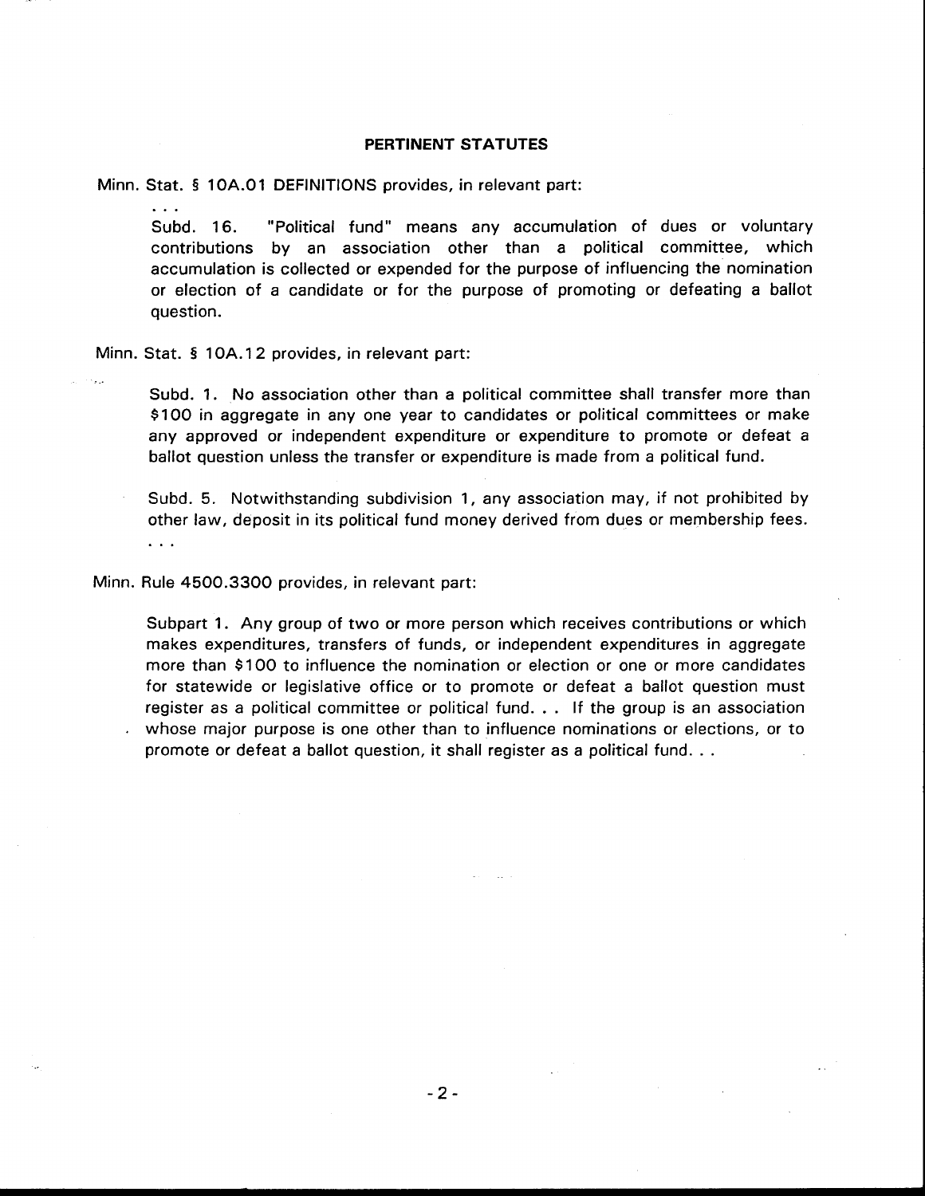## PERTINENT STATUTES

Minn. Stat. § 10A.01 DEFINITIONS provides, in relevant part:

> . . .
>
> Subd. 16. "Political fund" means any accumulation of dues or voluntary contributions by an association other than a political committee, which accumulation is collected or expended for the purpose of influencing the nomination or election of a candidate or for the purpose of promoting or defeating a ballot question.

Minn. Stat. § 10A.12 provides, in relevant part:

> Subd. 1. No association other than a political committee shall transfer more than $100 in aggregate in any one year to candidates or political committees or make any approved or independent expenditure or expenditure to promote or defeat a ballot question unless the transfer or expenditure is made from a political fund.
>
> Subd. 5. Notwithstanding subdivision 1, any association may, if not prohibited by other law, deposit in its political fund money derived from dues or membership fees.
>
> . . .

Minn. Rule 4500.3300 provides, in relevant part:

> Subpart 1. Any group of two or more person which receives contributions or which makes expenditures, transfers of funds, or independent expenditures in aggregate more than $100 to influence the nomination or election or one or more candidates for statewide or legislative office or to promote or defeat a ballot question must register as a political committee or political fund. . . If the group is an association whose major purpose is one other than to influence nominations or elections, or to promote or defeat a ballot question, it shall register as a political fund. . .